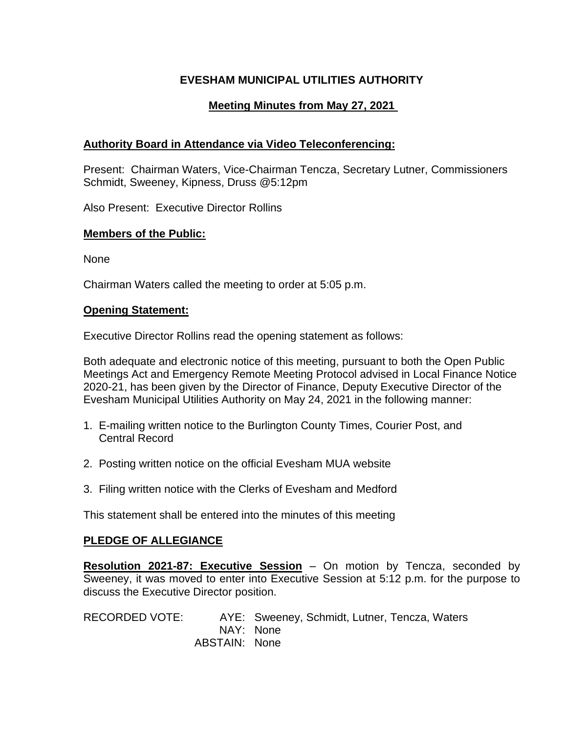# EVESHAM MUNICIPAL UTILITIES AUTHORITY

## Meeting Minutes from May 27, 2021

### Authority Board in Attendance via Video Teleconferencing:

Present: Chairman Waters, Vice-Chairman Tencza, Secretary Lutner, Commissioners Schmidt, Sweeney, Kipness, Druss @5:12pm

Also Present: Executive Director Rollins

### Members of the Public:

None

Chairman Waters called the meeting to order at 5:05 p.m.

### Opening Statement:

Executive Director Rollins read the opening statement as follows:

Both adequate and electronic notice of this meeting, pursuant to both the Open Public Meetings Act and Emergency Remote Meeting Protocol advised in Local Finance Notice 2020-21, has been given by the Director of Finance, Deputy Executive Director of the Evesham Municipal Utilities Authority on May 24, 2021 in the following manner:

1. E-mailing written notice to the Burlington County Times, Courier Post, and Central Record
2. Posting written notice on the official Evesham MUA website
3. Filing written notice with the Clerks of Evesham and Medford

This statement shall be entered into the minutes of this meeting

### PLEDGE OF ALLEGIANCE

**Resolution 2021-87: Executive Session** – On motion by Tencza, seconded by Sweeney, it was moved to enter into Executive Session at 5:12 p.m. for the purpose to discuss the Executive Director position.

RECORDED VOTE: AYE: Sweeney, Schmidt, Lutner, Tencza, Waters
NAY: None
ABSTAIN: None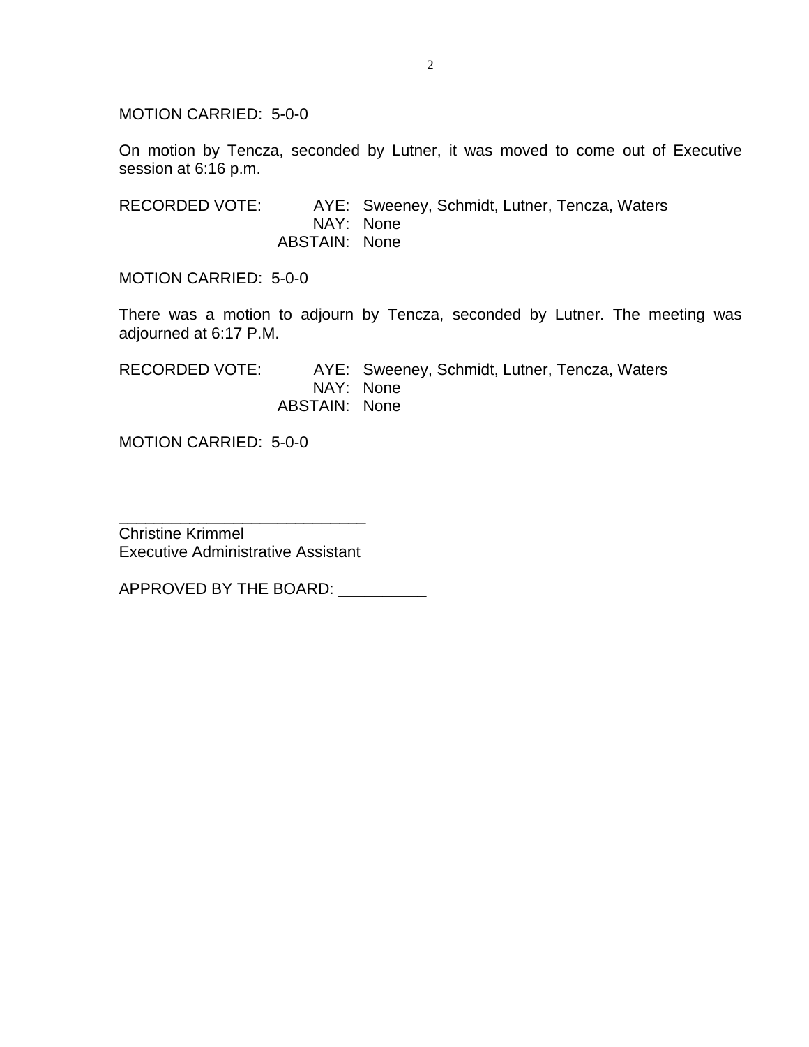MOTION CARRIED: 5-0-0

On motion by Tencza, seconded by Lutner, it was moved to come out of Executive session at 6:16 p.m.

| | | |
|---|---|---|
| RECORDED VOTE: | AYE: | Sweeney, Schmidt, Lutner, Tencza, Waters |
| | NAY: | None |
| | ABSTAIN: | None |

MOTION CARRIED: 5-0-0

There was a motion to adjourn by Tencza, seconded by Lutner. The meeting was adjourned at 6:17 P.M.

| | | |
|---|---|---|
| RECORDED VOTE: | AYE: | Sweeney, Schmidt, Lutner, Tencza, Waters |
| | NAY: | None |
| | ABSTAIN: | None |

MOTION CARRIED: 5-0-0

____________________________
Christine Krimmel
Executive Administrative Assistant

APPROVED BY THE BOARD: __________